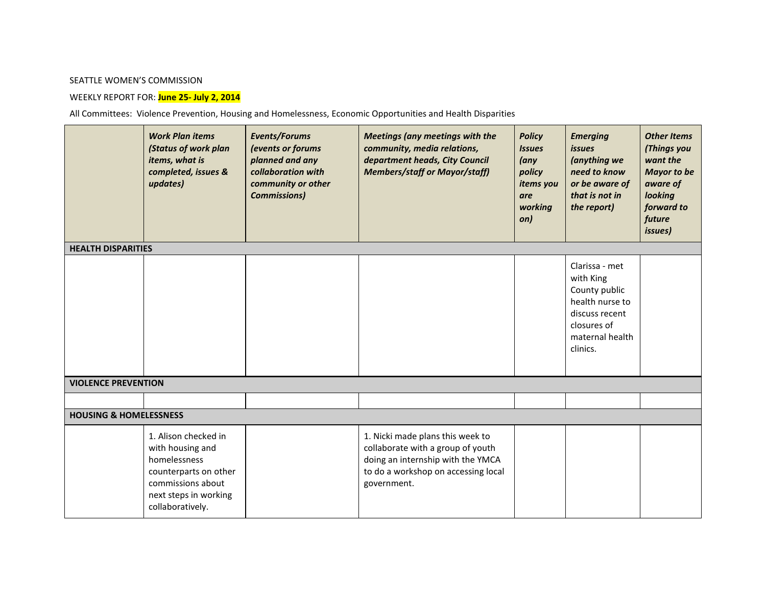SEATTLE WOMEN'S COMMISSION

WEEKLY REPORT FOR: **June 25- July 2, 2014**

All Committees: Violence Prevention, Housing and Homelessness, Economic Opportunities and Health Disparities

| | ***Work Plan items (Status of work plan items, what is completed, issues & updates)*** | ***Events/Forums (events or forums planned and any collaboration with community or other Commissions)*** | ***Meetings (any meetings with the community, media relations, department heads, City Council Members/staff or Mayor/staff)*** | ***Policy Issues (any policy items you are working on)*** | ***Emerging issues (anything we need to know or be aware of that is not in the report)*** | ***Other Items (Things you want the Mayor to be aware of looking forward to future issues)*** |
|---|---|---|---|---|---|---|
| **HEALTH DISPARITIES** | | | | | | |
| | | | | | Clarissa - met with King County public health nurse to discuss recent closures of maternal health clinics. | |
| **VIOLENCE PREVENTION** | | | | | | |
| | | | | | | |
| **HOUSING & HOMELESSNESS** | | | | | | |
| | 1. Alison checked in with housing and homelessness counterparts on other commissions about next steps in working collaboratively. | | 1. Nicki made plans this week to collaborate with a group of youth doing an internship with the YMCA to do a workshop on accessing local government. | | | |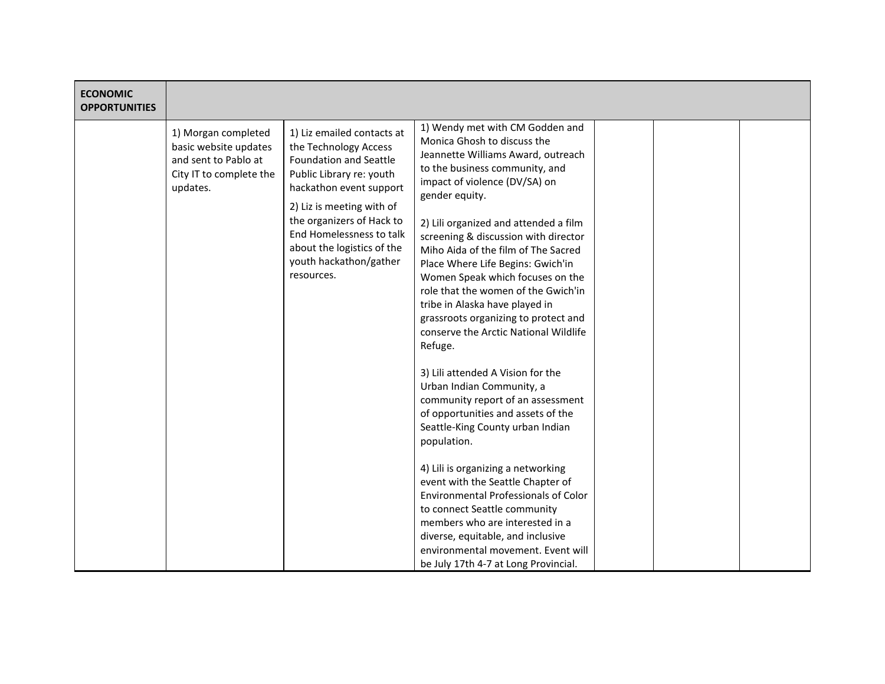| | | | | | | |
|---|---|---|---|---|---|---|
| **ECONOMIC OPPORTUNITIES** | | | | | | |
| | 1) Morgan completed basic website updates and sent to Pablo at City IT to complete the updates. | 1) Liz emailed contacts at the Technology Access Foundation and Seattle Public Library re: youth hackathon event support<br><br>2) Liz is meeting with of the organizers of Hack to End Homelessness to talk about the logistics of the youth hackathon/gather resources. | 1) Wendy met with CM Godden and Monica Ghosh to discuss the Jeannette Williams Award, outreach to the business community, and impact of violence (DV/SA) on gender equity.<br><br>2) Lili organized and attended a film screening & discussion with director Miho Aida of the film of The Sacred Place Where Life Begins: Gwich'in Women Speak which focuses on the role that the women of the Gwich'in tribe in Alaska have played in grassroots organizing to protect and conserve the Arctic National Wildlife Refuge.<br><br>3) Lili attended A Vision for the Urban Indian Community, a community report of an assessment of opportunities and assets of the Seattle-King County urban Indian population.<br><br>4) Lili is organizing a networking event with the Seattle Chapter of Environmental Professionals of Color to connect Seattle community members who are interested in a diverse, equitable, and inclusive environmental movement. Event will be July 17th 4-7 at Long Provincial. | | | |